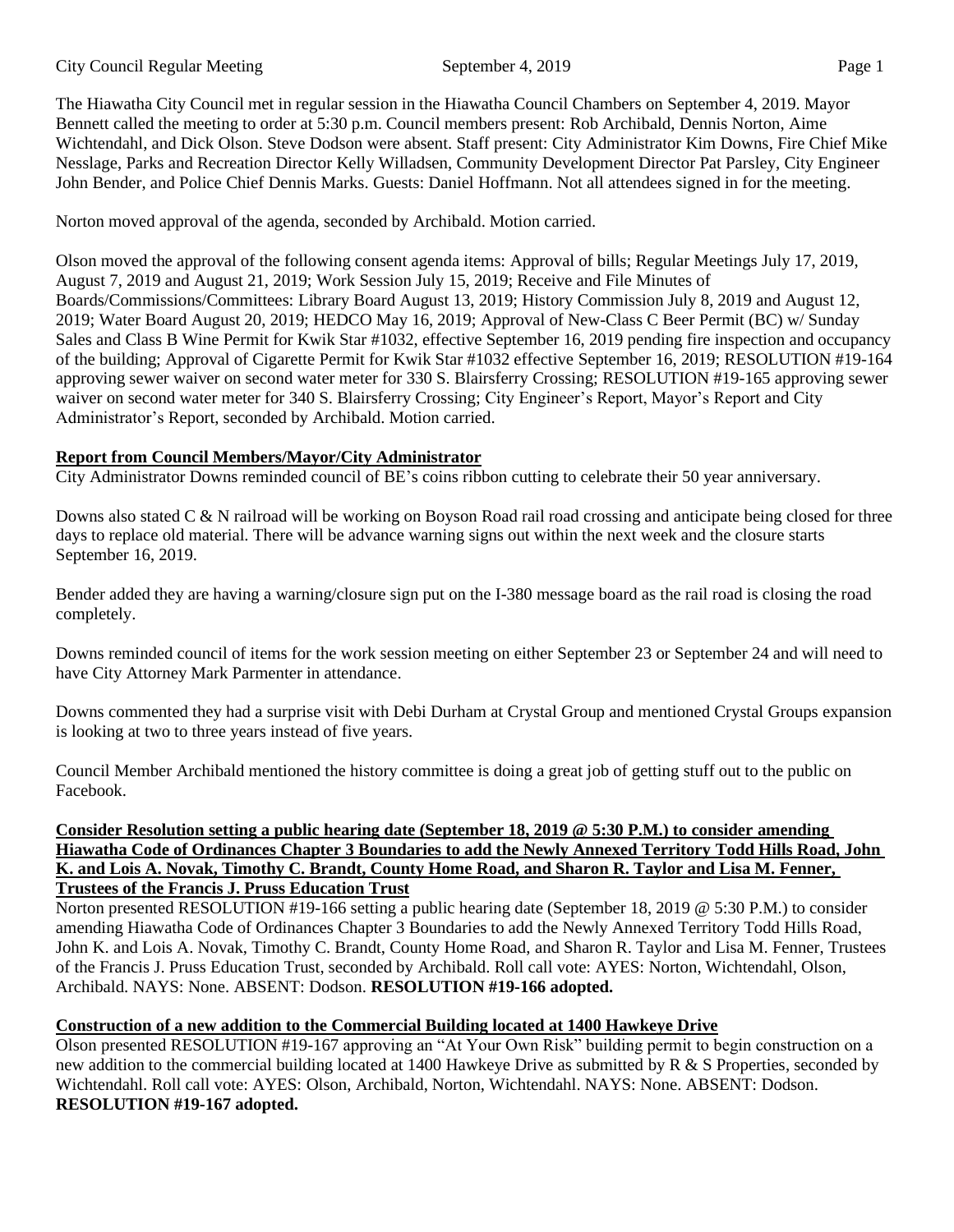The Hiawatha City Council met in regular session in the Hiawatha Council Chambers on September 4, 2019. Mayor Bennett called the meeting to order at 5:30 p.m. Council members present: Rob Archibald, Dennis Norton, Aime Wichtendahl, and Dick Olson. Steve Dodson were absent. Staff present: City Administrator Kim Downs, Fire Chief Mike Nesslage, Parks and Recreation Director Kelly Willadsen, Community Development Director Pat Parsley, City Engineer John Bender, and Police Chief Dennis Marks. Guests: Daniel Hoffmann. Not all attendees signed in for the meeting.

Norton moved approval of the agenda, seconded by Archibald. Motion carried.

Olson moved the approval of the following consent agenda items: Approval of bills; Regular Meetings July 17, 2019, August 7, 2019 and August 21, 2019; Work Session July 15, 2019; Receive and File Minutes of Boards/Commissions/Committees: Library Board August 13, 2019; History Commission July 8, 2019 and August 12, 2019; Water Board August 20, 2019; HEDCO May 16, 2019; Approval of New-Class C Beer Permit (BC) w/ Sunday Sales and Class B Wine Permit for Kwik Star #1032, effective September 16, 2019 pending fire inspection and occupancy of the building; Approval of Cigarette Permit for Kwik Star #1032 effective September 16, 2019; RESOLUTION #19-164 approving sewer waiver on second water meter for 330 S. Blairsferry Crossing; RESOLUTION #19-165 approving sewer waiver on second water meter for 340 S. Blairsferry Crossing; City Engineer's Report, Mayor's Report and City Administrator's Report, seconded by Archibald. Motion carried.

**Report from Council Members/Mayor/City Administrator**

City Administrator Downs reminded council of BE's coins ribbon cutting to celebrate their 50 year anniversary.

Downs also stated C & N railroad will be working on Boyson Road rail road crossing and anticipate being closed for three days to replace old material. There will be advance warning signs out within the next week and the closure starts September 16, 2019.

Bender added they are having a warning/closure sign put on the I-380 message board as the rail road is closing the road completely.

Downs reminded council of items for the work session meeting on either September 23 or September 24 and will need to have City Attorney Mark Parmenter in attendance.

Downs commented they had a surprise visit with Debi Durham at Crystal Group and mentioned Crystal Groups expansion is looking at two to three years instead of five years.

Council Member Archibald mentioned the history committee is doing a great job of getting stuff out to the public on Facebook.

**Consider Resolution setting a public hearing date (September 18, 2019 @ 5:30 P.M.) to consider amending Hiawatha Code of Ordinances Chapter 3 Boundaries to add the Newly Annexed Territory Todd Hills Road, John K. and Lois A. Novak, Timothy C. Brandt, County Home Road, and Sharon R. Taylor and Lisa M. Fenner, Trustees of the Francis J. Pruss Education Trust**

Norton presented RESOLUTION #19-166 setting a public hearing date (September 18, 2019 @ 5:30 P.M.) to consider amending Hiawatha Code of Ordinances Chapter 3 Boundaries to add the Newly Annexed Territory Todd Hills Road, John K. and Lois A. Novak, Timothy C. Brandt, County Home Road, and Sharon R. Taylor and Lisa M. Fenner, Trustees of the Francis J. Pruss Education Trust, seconded by Archibald. Roll call vote: AYES: Norton, Wichtendahl, Olson, Archibald. NAYS: None. ABSENT: Dodson. **RESOLUTION #19-166 adopted.**

**Construction of a new addition to the Commercial Building located at 1400 Hawkeye Drive**

Olson presented RESOLUTION #19-167 approving an "At Your Own Risk" building permit to begin construction on a new addition to the commercial building located at 1400 Hawkeye Drive as submitted by R & S Properties, seconded by Wichtendahl. Roll call vote: AYES: Olson, Archibald, Norton, Wichtendahl. NAYS: None. ABSENT: Dodson. **RESOLUTION #19-167 adopted.**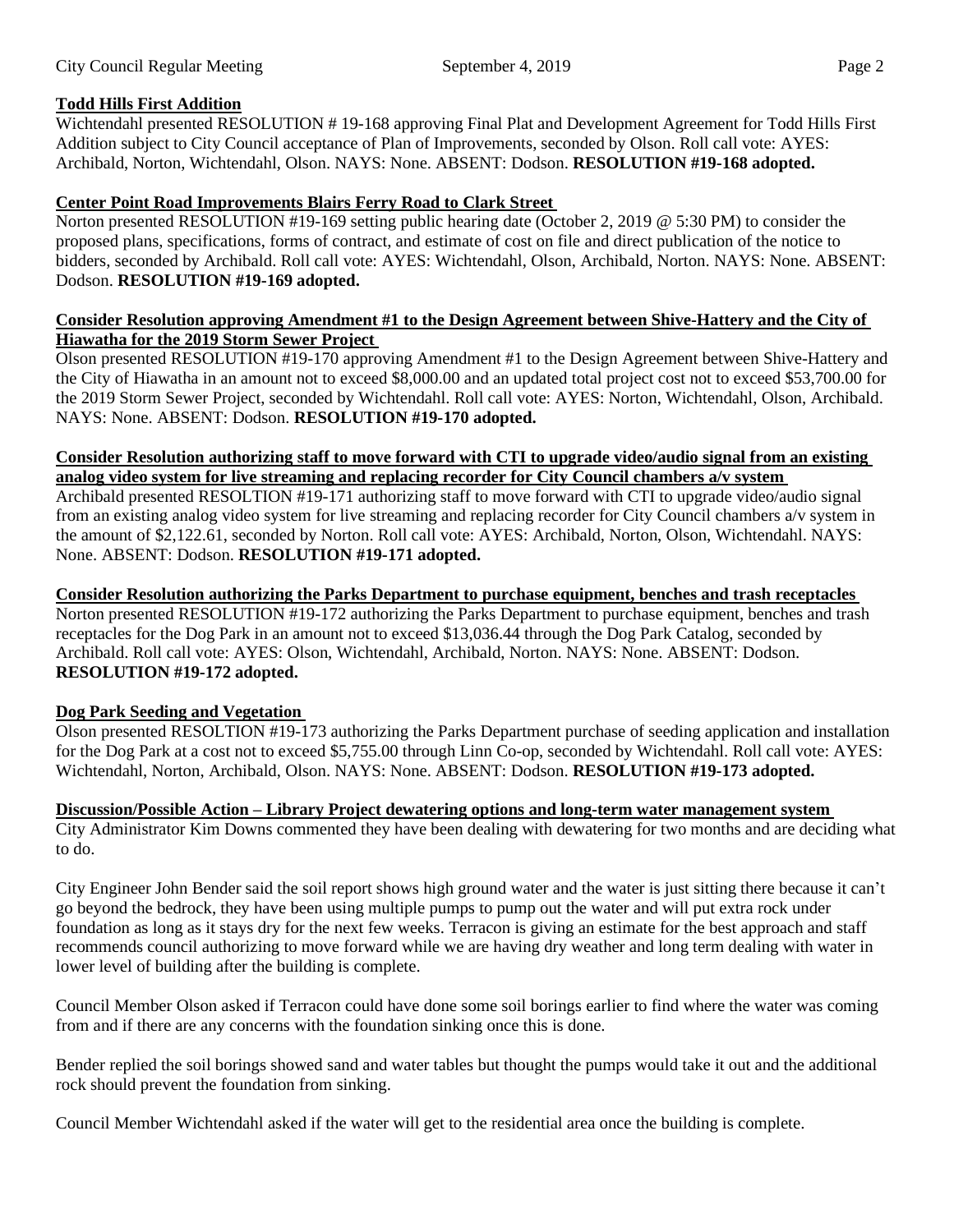**Todd Hills First Addition**

Wichtendahl presented RESOLUTION # 19-168 approving Final Plat and Development Agreement for Todd Hills First Addition subject to City Council acceptance of Plan of Improvements, seconded by Olson. Roll call vote: AYES: Archibald, Norton, Wichtendahl, Olson. NAYS: None. ABSENT: Dodson. **RESOLUTION #19-168 adopted.**

**Center Point Road Improvements Blairs Ferry Road to Clark Street**

Norton presented RESOLUTION #19-169 setting public hearing date (October 2, 2019 @ 5:30 PM) to consider the proposed plans, specifications, forms of contract, and estimate of cost on file and direct publication of the notice to bidders, seconded by Archibald. Roll call vote: AYES: Wichtendahl, Olson, Archibald, Norton. NAYS: None. ABSENT: Dodson. **RESOLUTION #19-169 adopted.**

**Consider Resolution approving Amendment #1 to the Design Agreement between Shive-Hattery and the City of Hiawatha for the 2019 Storm Sewer Project**

Olson presented RESOLUTION #19-170 approving Amendment #1 to the Design Agreement between Shive-Hattery and the City of Hiawatha in an amount not to exceed $8,000.00 and an updated total project cost not to exceed $53,700.00 for the 2019 Storm Sewer Project, seconded by Wichtendahl. Roll call vote: AYES: Norton, Wichtendahl, Olson, Archibald. NAYS: None. ABSENT: Dodson. **RESOLUTION #19-170 adopted.**

**Consider Resolution authorizing staff to move forward with CTI to upgrade video/audio signal from an existing analog video system for live streaming and replacing recorder for City Council chambers a/v system**

Archibald presented RESOLTION #19-171 authorizing staff to move forward with CTI to upgrade video/audio signal from an existing analog video system for live streaming and replacing recorder for City Council chambers a/v system in the amount of $2,122.61, seconded by Norton. Roll call vote: AYES: Archibald, Norton, Olson, Wichtendahl. NAYS: None. ABSENT: Dodson. **RESOLUTION #19-171 adopted.**

**Consider Resolution authorizing the Parks Department to purchase equipment, benches and trash receptacles**

Norton presented RESOLUTION #19-172 authorizing the Parks Department to purchase equipment, benches and trash receptacles for the Dog Park in an amount not to exceed $13,036.44 through the Dog Park Catalog, seconded by Archibald. Roll call vote: AYES: Olson, Wichtendahl, Archibald, Norton. NAYS: None. ABSENT: Dodson. **RESOLUTION #19-172 adopted.**

**Dog Park Seeding and Vegetation**

Olson presented RESOLTION #19-173 authorizing the Parks Department purchase of seeding application and installation for the Dog Park at a cost not to exceed $5,755.00 through Linn Co-op, seconded by Wichtendahl. Roll call vote: AYES: Wichtendahl, Norton, Archibald, Olson. NAYS: None. ABSENT: Dodson. **RESOLUTION #19-173 adopted.**

**Discussion/Possible Action – Library Project dewatering options and long-term water management system**

City Administrator Kim Downs commented they have been dealing with dewatering for two months and are deciding what to do.

City Engineer John Bender said the soil report shows high ground water and the water is just sitting there because it can't go beyond the bedrock, they have been using multiple pumps to pump out the water and will put extra rock under foundation as long as it stays dry for the next few weeks. Terracon is giving an estimate for the best approach and staff recommends council authorizing to move forward while we are having dry weather and long term dealing with water in lower level of building after the building is complete.

Council Member Olson asked if Terracon could have done some soil borings earlier to find where the water was coming from and if there are any concerns with the foundation sinking once this is done.

Bender replied the soil borings showed sand and water tables but thought the pumps would take it out and the additional rock should prevent the foundation from sinking.

Council Member Wichtendahl asked if the water will get to the residential area once the building is complete.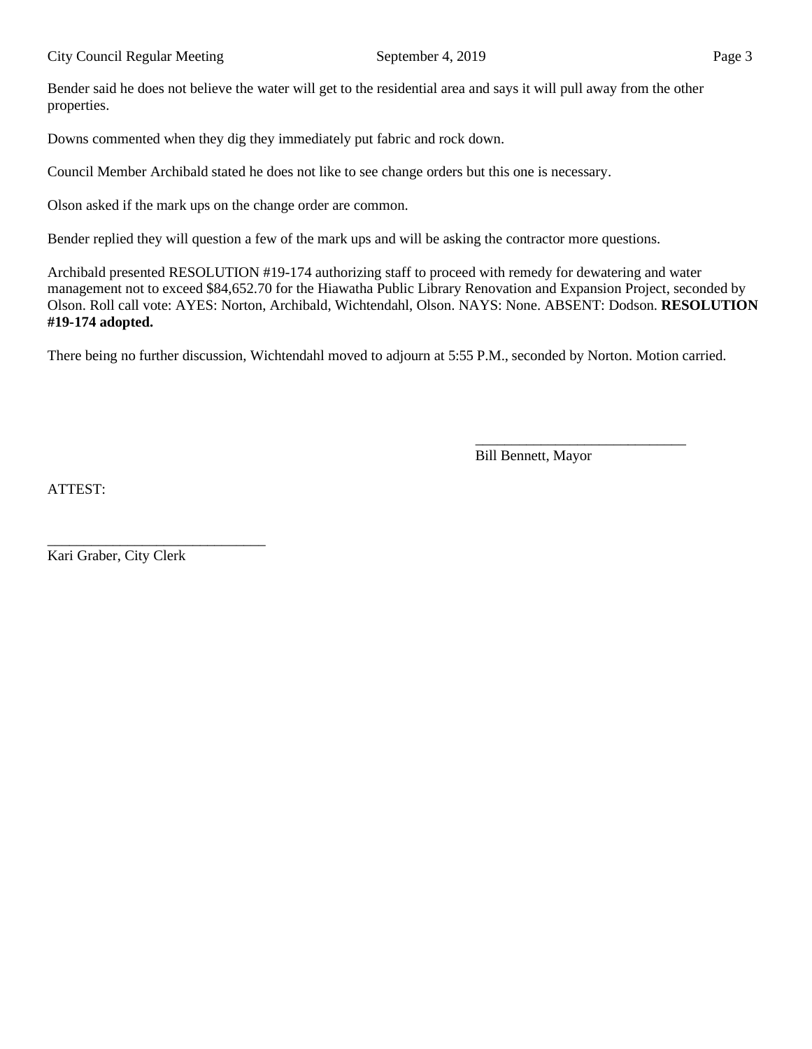Bender said he does not believe the water will get to the residential area and says it will pull away from the other properties.

Downs commented when they dig they immediately put fabric and rock down.

Council Member Archibald stated he does not like to see change orders but this one is necessary.

Olson asked if the mark ups on the change order are common.

Bender replied they will question a few of the mark ups and will be asking the contractor more questions.

Archibald presented RESOLUTION #19-174 authorizing staff to proceed with remedy for dewatering and water management not to exceed $84,652.70 for the Hiawatha Public Library Renovation and Expansion Project, seconded by Olson. Roll call vote: AYES: Norton, Archibald, Wichtendahl, Olson. NAYS: None. ABSENT: Dodson. **RESOLUTION #19-174 adopted.**

There being no further discussion, Wichtendahl moved to adjourn at 5:55 P.M., seconded by Norton. Motion carried.

\_\_\_\_\_\_\_\_\_\_\_\_\_\_\_\_\_\_\_\_\_\_\_\_\_\_\_\_\_\_

Bill Bennett, Mayor

ATTEST:

\_\_\_\_\_\_\_\_\_\_\_\_\_\_\_\_\_\_\_\_\_\_\_\_\_\_\_\_\_\_

Kari Graber, City Clerk